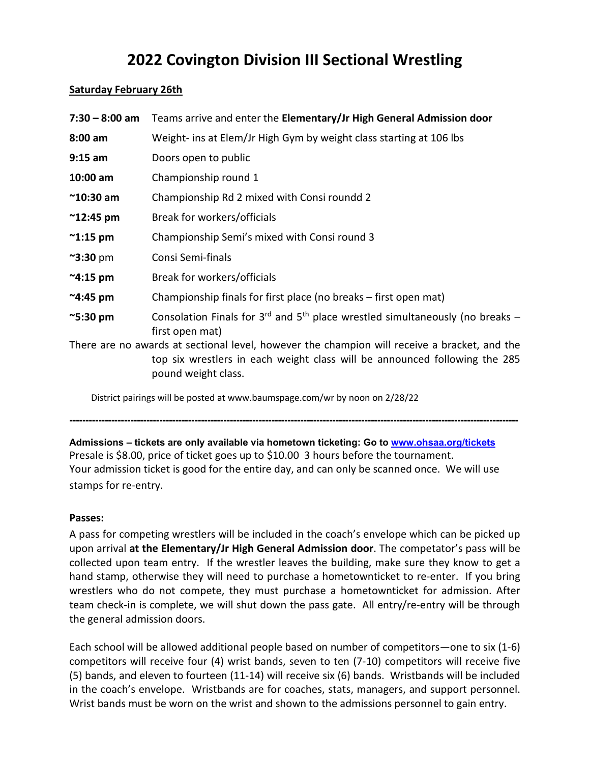# 2022 Covington Division III Sectional Wrestling

**Saturday February 26th**

| | |
|---|---|
| **7:30 – 8:00 am** | Teams arrive and enter the **Elementary/Jr High General Admission door** |
| **8:00 am** | Weight- ins at Elem/Jr High Gym by weight class starting at 106 lbs |
| **9:15 am** | Doors open to public |
| **10:00 am** | Championship round 1 |
| **~10:30 am** | Championship Rd 2 mixed with Consi roundd 2 |
| **~12:45 pm** | Break for workers/officials |
| **~1:15 pm** | Championship Semi's mixed with Consi round 3 |
| **~3:30** pm | Consi Semi-finals |
| **~4:15 pm** | Break for workers/officials |
| **~4:45 pm** | Championship finals for first place (no breaks – first open mat) |
| **~5:30 pm** | Consolation Finals for 3rd and 5th place wrestled simultaneously (no breaks – first open mat) |

There are no awards at sectional level, however the champion will receive a bracket, and the top six wrestlers in each weight class will be announced following the 285 pound weight class.

District pairings will be posted at www.baumspage.com/wr by noon on 2/28/22

---

**Admissions – tickets are only available via hometown ticketing: Go to [www.ohsaa.org/tickets](www.ohsaa.org/tickets)**
Presale is $8.00, price of ticket goes up to $10.00 3 hours before the tournament.
Your admission ticket is good for the entire day, and can only be scanned once. We will use stamps for re-entry.

**Passes:**

A pass for competing wrestlers will be included in the coach's envelope which can be picked up upon arrival **at the Elementary/Jr High General Admission door**. The competator's pass will be collected upon team entry. If the wrestler leaves the building, make sure they know to get a hand stamp, otherwise they will need to purchase a hometownticket to re-enter. If you bring wrestlers who do not compete, they must purchase a hometownticket for admission. After team check-in is complete, we will shut down the pass gate. All entry/re-entry will be through the general admission doors.

Each school will be allowed additional people based on number of competitors—one to six (1-6) competitors will receive four (4) wrist bands, seven to ten (7-10) competitors will receive five (5) bands, and eleven to fourteen (11-14) will receive six (6) bands. Wristbands will be included in the coach's envelope. Wristbands are for coaches, stats, managers, and support personnel. Wrist bands must be worn on the wrist and shown to the admissions personnel to gain entry.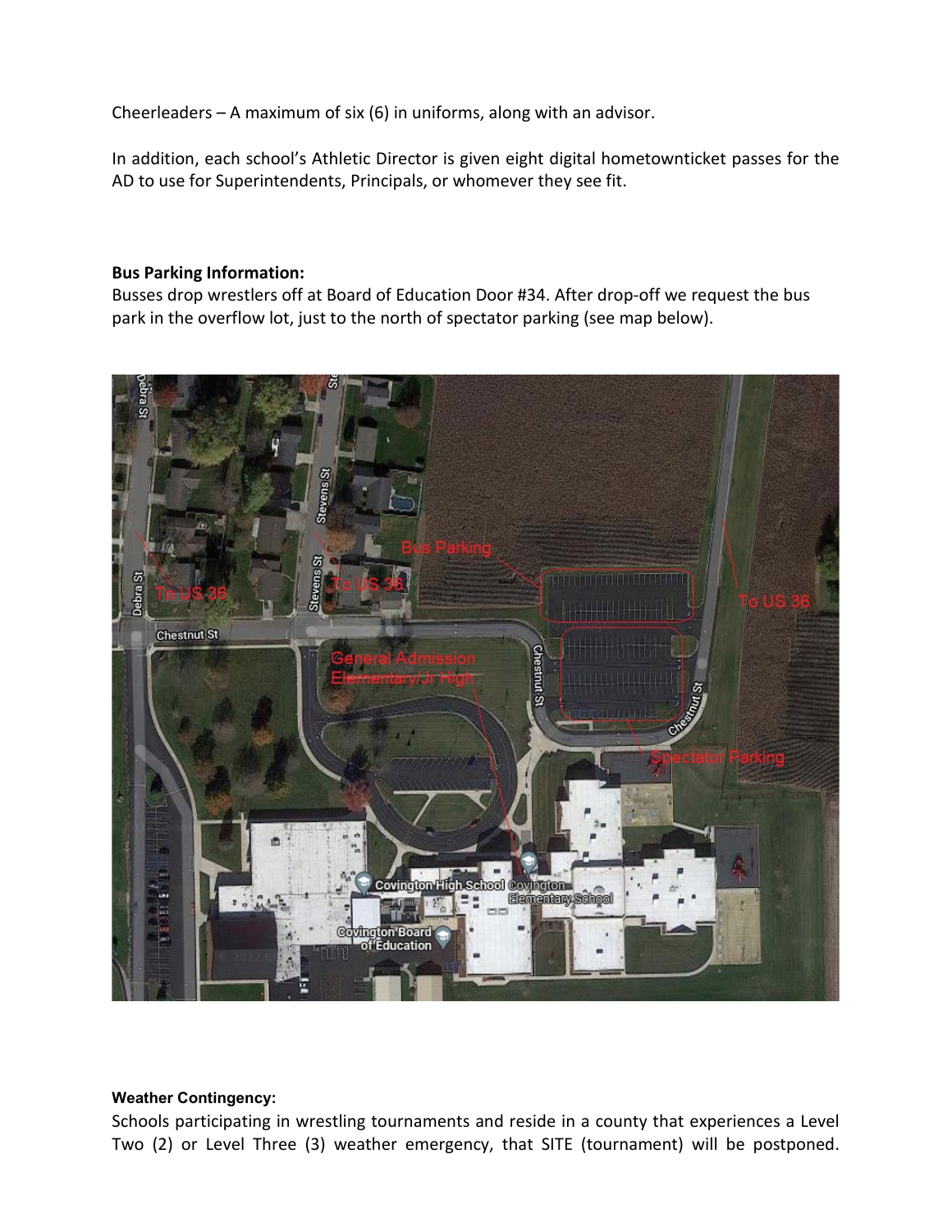Cheerleaders – A maximum of six (6) in uniforms, along with an advisor.

In addition, each school's Athletic Director is given eight digital hometownticket passes for the AD to use for Superintendents, Principals, or whomever they see fit.

**Bus Parking Information:**
Busses drop wrestlers off at Board of Education Door #34. After drop-off we request the bus park in the overflow lot, just to the north of spectator parking (see map below).

**Weather Contingency:**
Schools participating in wrestling tournaments and reside in a county that experiences a Level Two (2) or Level Three (3) weather emergency, that SITE (tournament) will be postponed.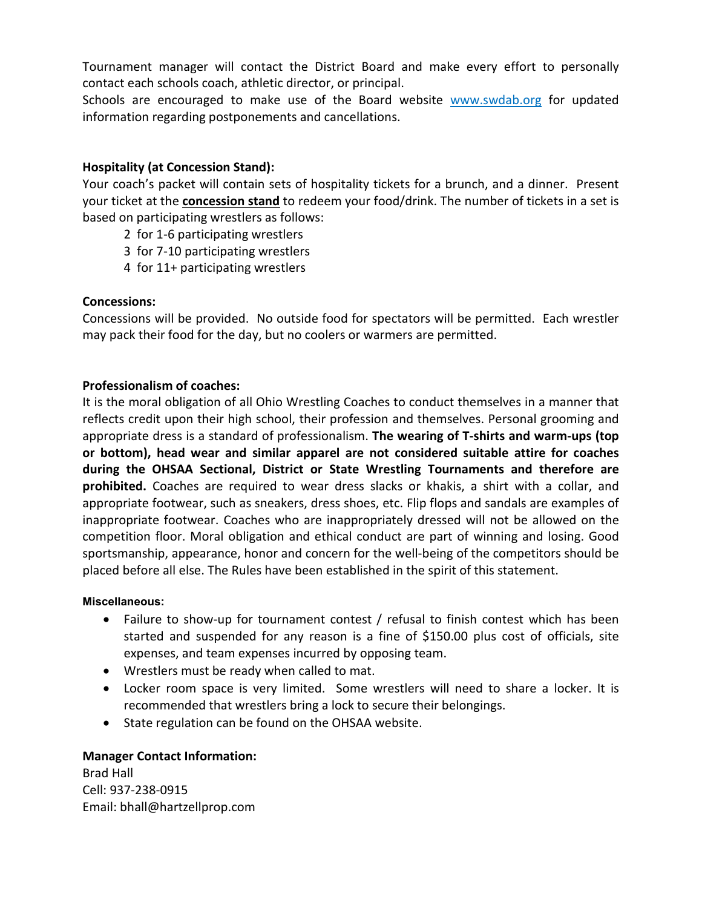Tournament manager will contact the District Board and make every effort to personally contact each schools coach, athletic director, or principal.
Schools are encouraged to make use of the Board website [www.swdab.org](http://www.swdab.org) for updated information regarding postponements and cancellations.

**Hospitality (at Concession Stand):**
Your coach's packet will contain sets of hospitality tickets for a brunch, and a dinner. Present your ticket at the **concession stand** to redeem your food/drink. The number of tickets in a set is based on participating wrestlers as follows:

- 2 for 1-6 participating wrestlers
- 3 for 7-10 participating wrestlers
- 4 for 11+ participating wrestlers

**Concessions:**
Concessions will be provided. No outside food for spectators will be permitted. Each wrestler may pack their food for the day, but no coolers or warmers are permitted.

**Professionalism of coaches:**
It is the moral obligation of all Ohio Wrestling Coaches to conduct themselves in a manner that reflects credit upon their high school, their profession and themselves. Personal grooming and appropriate dress is a standard of professionalism. **The wearing of T-shirts and warm-ups (top or bottom), head wear and similar apparel are not considered suitable attire for coaches during the OHSAA Sectional, District or State Wrestling Tournaments and therefore are prohibited.** Coaches are required to wear dress slacks or khakis, a shirt with a collar, and appropriate footwear, such as sneakers, dress shoes, etc. Flip flops and sandals are examples of inappropriate footwear. Coaches who are inappropriately dressed will not be allowed on the competition floor. Moral obligation and ethical conduct are part of winning and losing. Good sportsmanship, appearance, honor and concern for the well-being of the competitors should be placed before all else. The Rules have been established in the spirit of this statement.

**Miscellaneous:**

- Failure to show-up for tournament contest / refusal to finish contest which has been started and suspended for any reason is a fine of $150.00 plus cost of officials, site expenses, and team expenses incurred by opposing team.
- Wrestlers must be ready when called to mat.
- Locker room space is very limited. Some wrestlers will need to share a locker. It is recommended that wrestlers bring a lock to secure their belongings.
- State regulation can be found on the OHSAA website.

**Manager Contact Information:**
Brad Hall
Cell: 937-238-0915
Email: bhall@hartzellprop.com